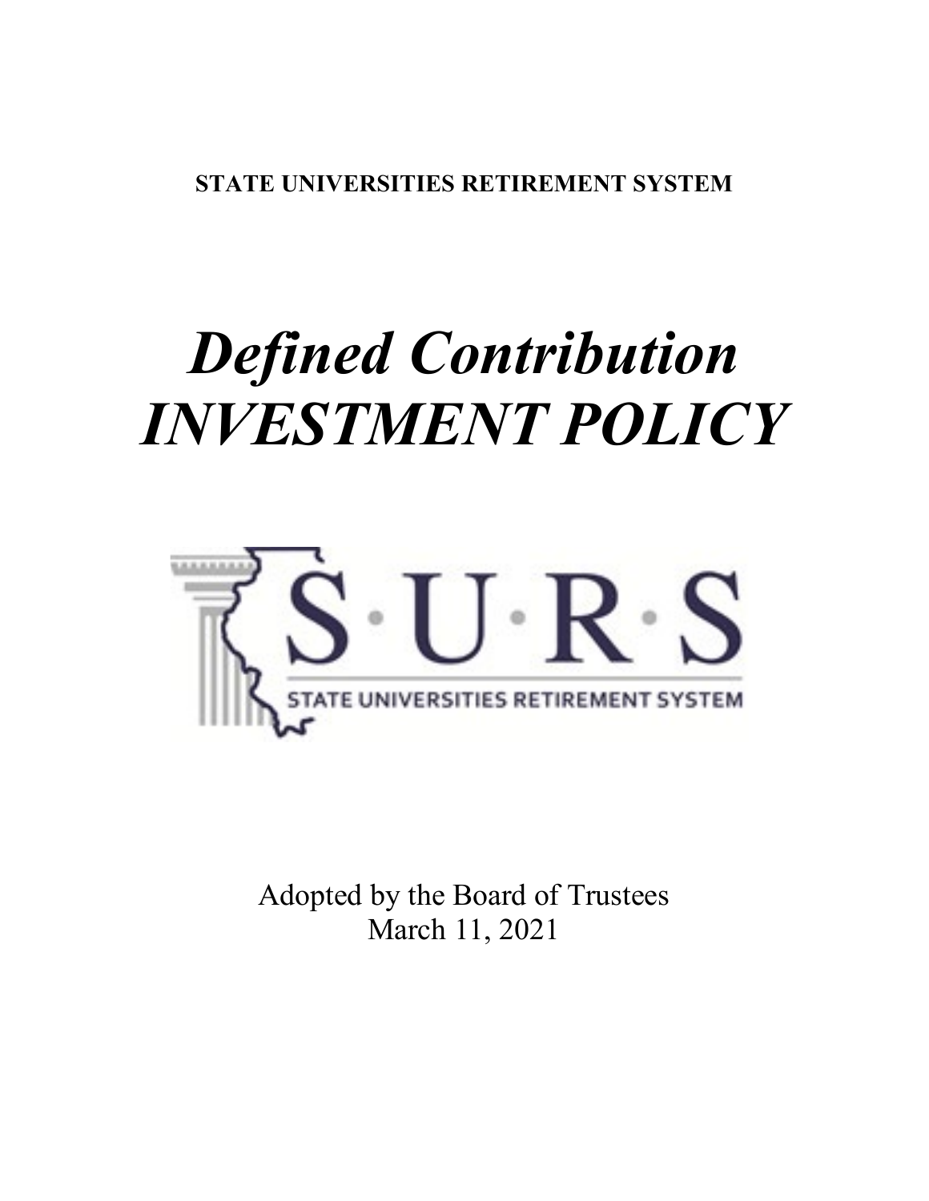**STATE UNIVERSITIES RETIREMENT SYSTEM**

# *Defined Contribution INVESTMENT POLICY*

Adopted by the Board of Trustees
March 11, 2021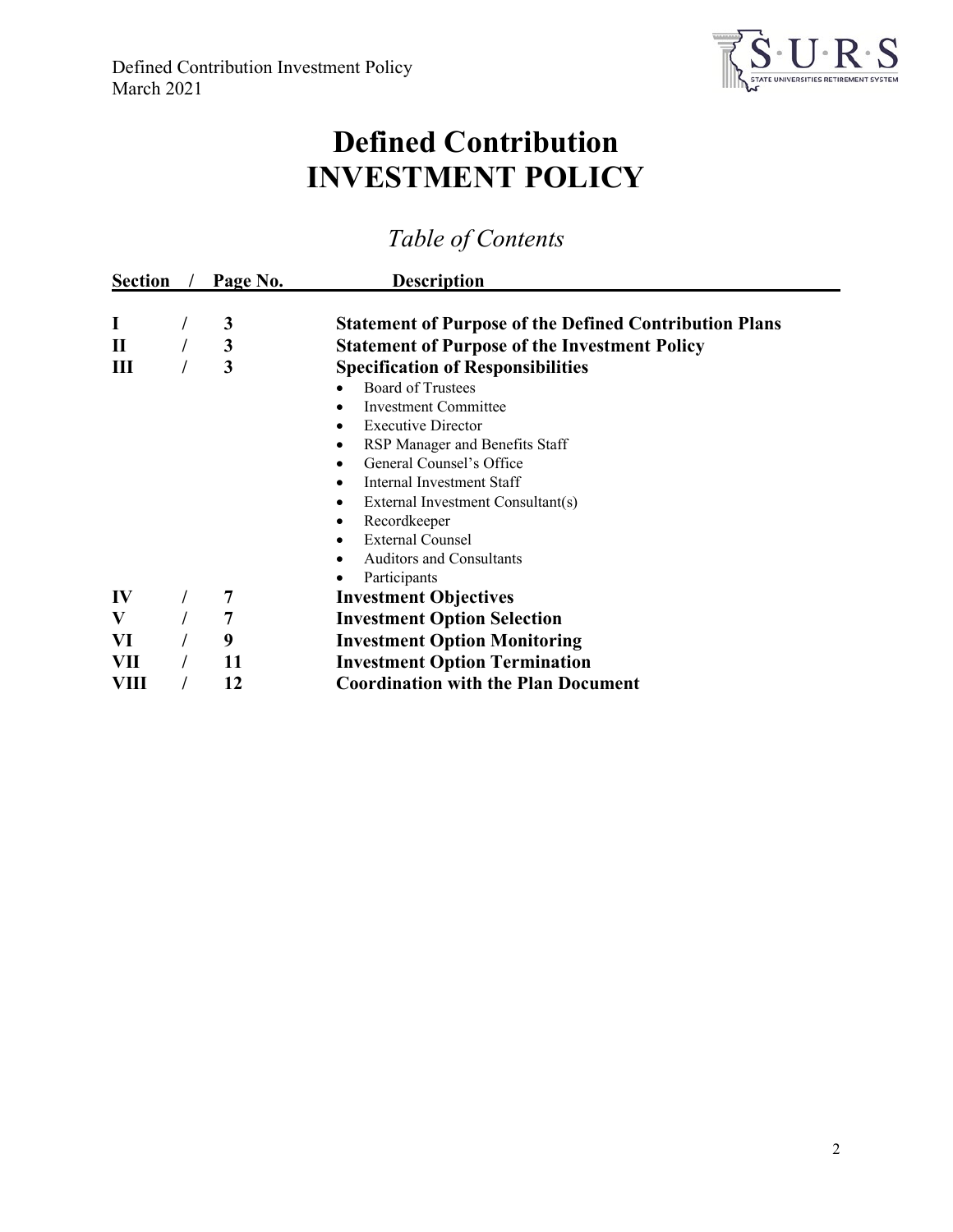# Defined Contribution
# INVESTMENT POLICY

## *Table of Contents*

| Section / Page No. | | Description |
|---|---|---|
| **I** | **3** | **Statement of Purpose of the Defined Contribution Plans** |
| **II** | **3** | **Statement of Purpose of the Investment Policy** |
| **III** | **3** | **Specification of Responsibilities** |
| | | • Board of Trustees<br>• Investment Committee<br>• Executive Director<br>• RSP Manager and Benefits Staff<br>• General Counsel's Office<br>• Internal Investment Staff<br>• External Investment Consultant(s)<br>• Recordkeeper<br>• External Counsel<br>• Auditors and Consultants<br>• Participants |
| **IV** | **7** | **Investment Objectives** |
| **V** | **7** | **Investment Option Selection** |
| **VI** | **9** | **Investment Option Monitoring** |
| **VII** | **11** | **Investment Option Termination** |
| **VIII** | **12** | **Coordination with the Plan Document** |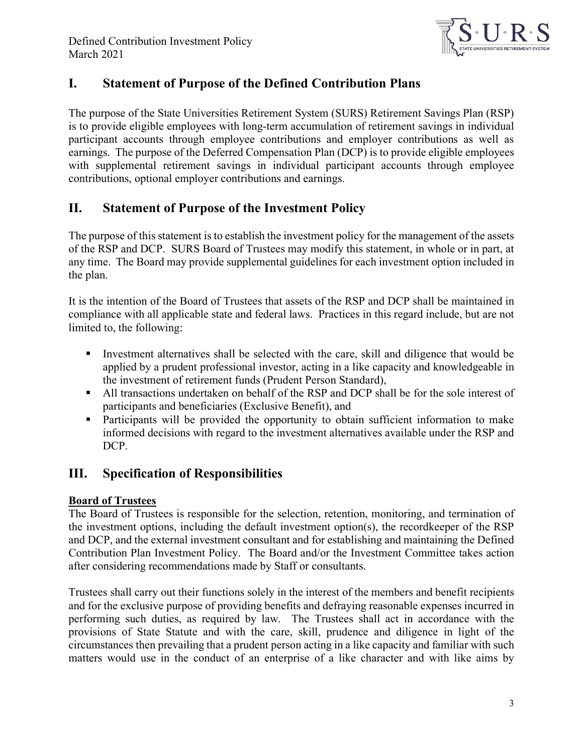## I. Statement of Purpose of the Defined Contribution Plans

The purpose of the State Universities Retirement System (SURS) Retirement Savings Plan (RSP) is to provide eligible employees with long-term accumulation of retirement savings in individual participant accounts through employee contributions and employer contributions as well as earnings. The purpose of the Deferred Compensation Plan (DCP) is to provide eligible employees with supplemental retirement savings in individual participant accounts through employee contributions, optional employer contributions and earnings.

## II. Statement of Purpose of the Investment Policy

The purpose of this statement is to establish the investment policy for the management of the assets of the RSP and DCP. SURS Board of Trustees may modify this statement, in whole or in part, at any time. The Board may provide supplemental guidelines for each investment option included in the plan.

It is the intention of the Board of Trustees that assets of the RSP and DCP shall be maintained in compliance with all applicable state and federal laws. Practices in this regard include, but are not limited to, the following:

- Investment alternatives shall be selected with the care, skill and diligence that would be applied by a prudent professional investor, acting in a like capacity and knowledgeable in the investment of retirement funds (Prudent Person Standard),
- All transactions undertaken on behalf of the RSP and DCP shall be for the sole interest of participants and beneficiaries (Exclusive Benefit), and
- Participants will be provided the opportunity to obtain sufficient information to make informed decisions with regard to the investment alternatives available under the RSP and DCP.

## III. Specification of Responsibilities

**Board of Trustees**

The Board of Trustees is responsible for the selection, retention, monitoring, and termination of the investment options, including the default investment option(s), the recordkeeper of the RSP and DCP, and the external investment consultant and for establishing and maintaining the Defined Contribution Plan Investment Policy. The Board and/or the Investment Committee takes action after considering recommendations made by Staff or consultants.

Trustees shall carry out their functions solely in the interest of the members and benefit recipients and for the exclusive purpose of providing benefits and defraying reasonable expenses incurred in performing such duties, as required by law. The Trustees shall act in accordance with the provisions of State Statute and with the care, skill, prudence and diligence in light of the circumstances then prevailing that a prudent person acting in a like capacity and familiar with such matters would use in the conduct of an enterprise of a like character and with like aims by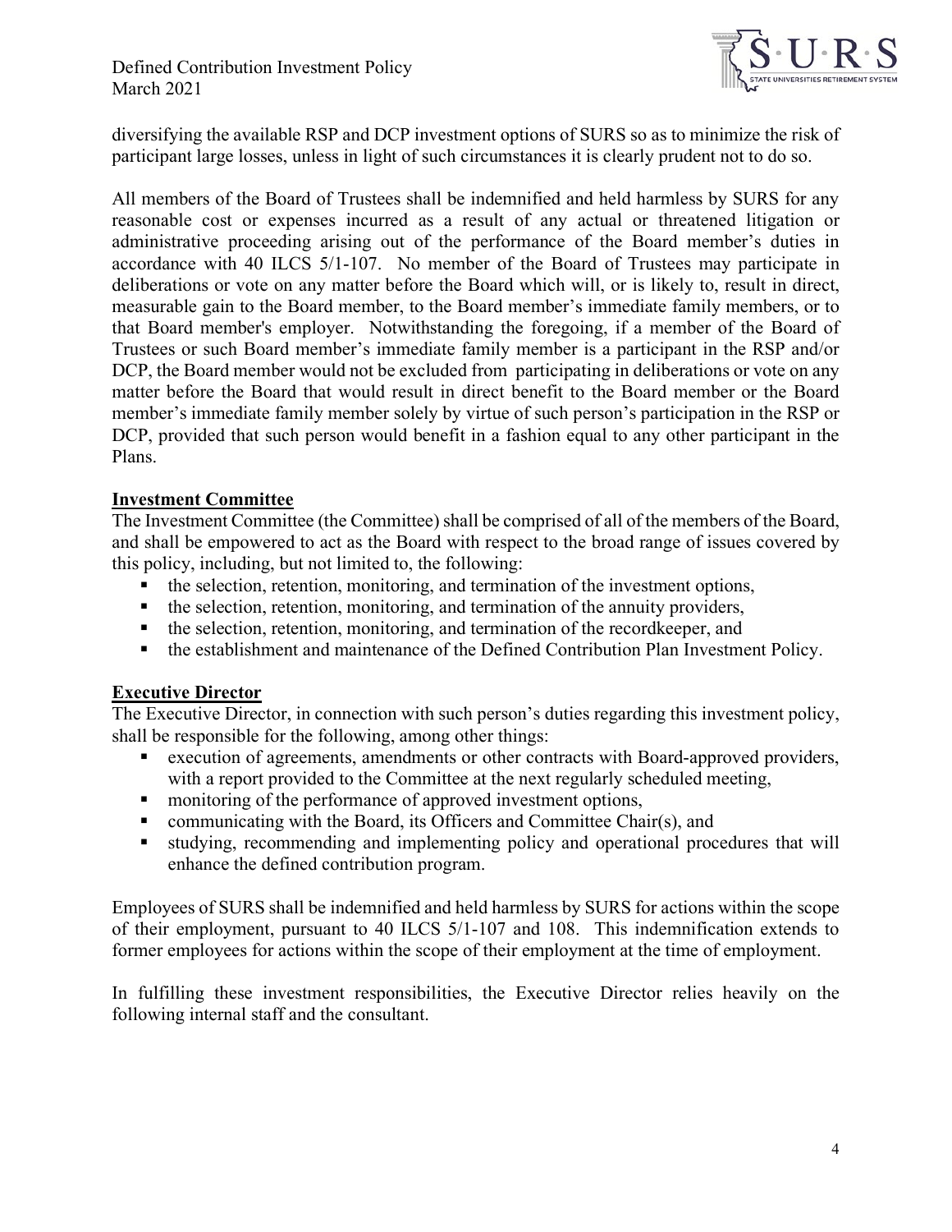diversifying the available RSP and DCP investment options of SURS so as to minimize the risk of participant large losses, unless in light of such circumstances it is clearly prudent not to do so.

All members of the Board of Trustees shall be indemnified and held harmless by SURS for any reasonable cost or expenses incurred as a result of any actual or threatened litigation or administrative proceeding arising out of the performance of the Board member's duties in accordance with 40 ILCS 5/1-107. No member of the Board of Trustees may participate in deliberations or vote on any matter before the Board which will, or is likely to, result in direct, measurable gain to the Board member, to the Board member's immediate family members, or to that Board member's employer. Notwithstanding the foregoing, if a member of the Board of Trustees or such Board member's immediate family member is a participant in the RSP and/or DCP, the Board member would not be excluded from participating in deliberations or vote on any matter before the Board that would result in direct benefit to the Board member or the Board member's immediate family member solely by virtue of such person's participation in the RSP or DCP, provided that such person would benefit in a fashion equal to any other participant in the Plans.

## Investment Committee

The Investment Committee (the Committee) shall be comprised of all of the members of the Board, and shall be empowered to act as the Board with respect to the broad range of issues covered by this policy, including, but not limited to, the following:

- the selection, retention, monitoring, and termination of the investment options,
- the selection, retention, monitoring, and termination of the annuity providers,
- the selection, retention, monitoring, and termination of the recordkeeper, and
- the establishment and maintenance of the Defined Contribution Plan Investment Policy.

## Executive Director

The Executive Director, in connection with such person's duties regarding this investment policy, shall be responsible for the following, among other things:

- execution of agreements, amendments or other contracts with Board-approved providers, with a report provided to the Committee at the next regularly scheduled meeting,
- monitoring of the performance of approved investment options,
- communicating with the Board, its Officers and Committee Chair(s), and
- studying, recommending and implementing policy and operational procedures that will enhance the defined contribution program.

Employees of SURS shall be indemnified and held harmless by SURS for actions within the scope of their employment, pursuant to 40 ILCS 5/1-107 and 108. This indemnification extends to former employees for actions within the scope of their employment at the time of employment.

In fulfilling these investment responsibilities, the Executive Director relies heavily on the following internal staff and the consultant.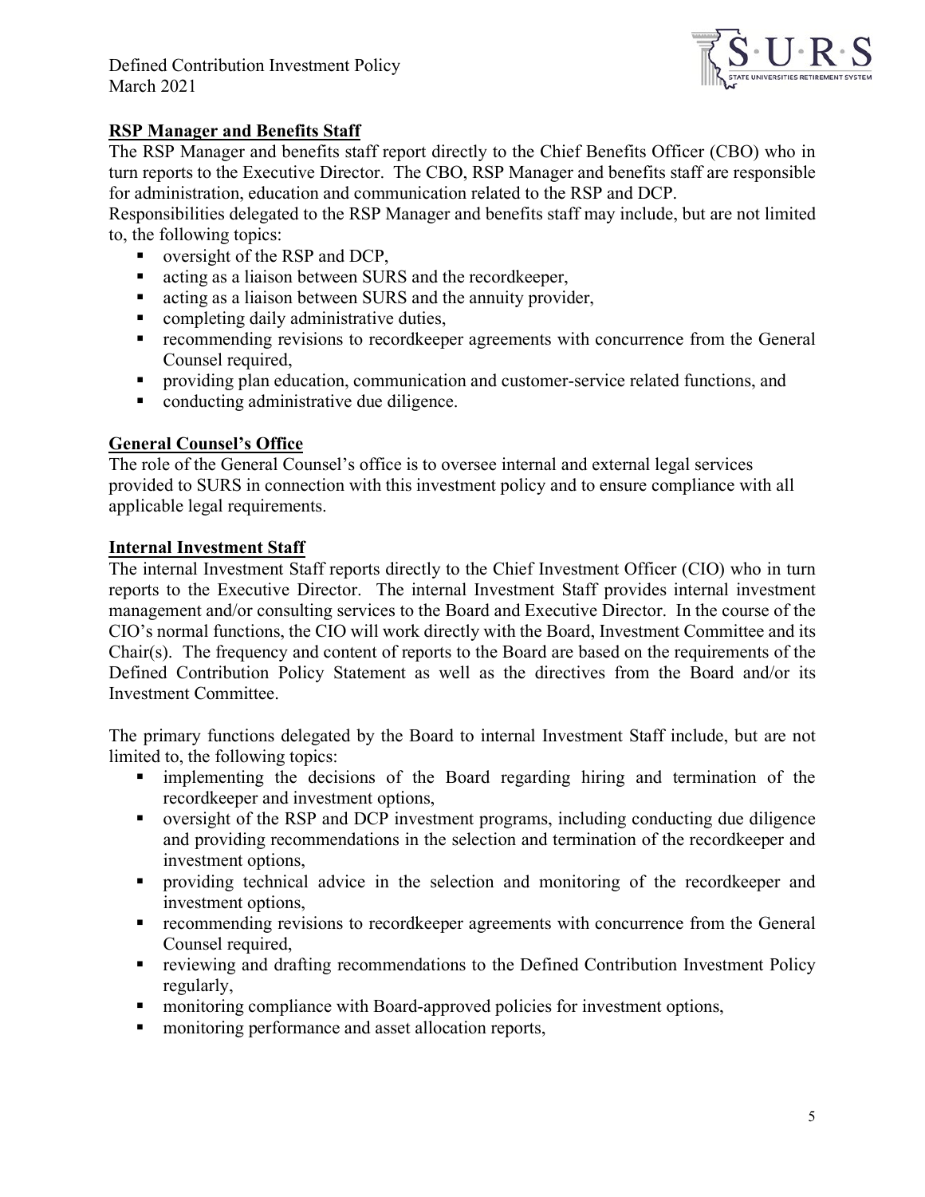## RSP Manager and Benefits Staff

The RSP Manager and benefits staff report directly to the Chief Benefits Officer (CBO) who in turn reports to the Executive Director. The CBO, RSP Manager and benefits staff are responsible for administration, education and communication related to the RSP and DCP.

Responsibilities delegated to the RSP Manager and benefits staff may include, but are not limited to, the following topics:

- oversight of the RSP and DCP,
- acting as a liaison between SURS and the recordkeeper,
- acting as a liaison between SURS and the annuity provider,
- completing daily administrative duties,
- recommending revisions to recordkeeper agreements with concurrence from the General Counsel required,
- providing plan education, communication and customer-service related functions, and
- conducting administrative due diligence.

## General Counsel's Office

The role of the General Counsel's office is to oversee internal and external legal services provided to SURS in connection with this investment policy and to ensure compliance with all applicable legal requirements.

## Internal Investment Staff

The internal Investment Staff reports directly to the Chief Investment Officer (CIO) who in turn reports to the Executive Director. The internal Investment Staff provides internal investment management and/or consulting services to the Board and Executive Director. In the course of the CIO's normal functions, the CIO will work directly with the Board, Investment Committee and its Chair(s). The frequency and content of reports to the Board are based on the requirements of the Defined Contribution Policy Statement as well as the directives from the Board and/or its Investment Committee.

The primary functions delegated by the Board to internal Investment Staff include, but are not limited to, the following topics:

- implementing the decisions of the Board regarding hiring and termination of the recordkeeper and investment options,
- oversight of the RSP and DCP investment programs, including conducting due diligence and providing recommendations in the selection and termination of the recordkeeper and investment options,
- providing technical advice in the selection and monitoring of the recordkeeper and investment options,
- recommending revisions to recordkeeper agreements with concurrence from the General Counsel required,
- reviewing and drafting recommendations to the Defined Contribution Investment Policy regularly,
- monitoring compliance with Board-approved policies for investment options,
- monitoring performance and asset allocation reports,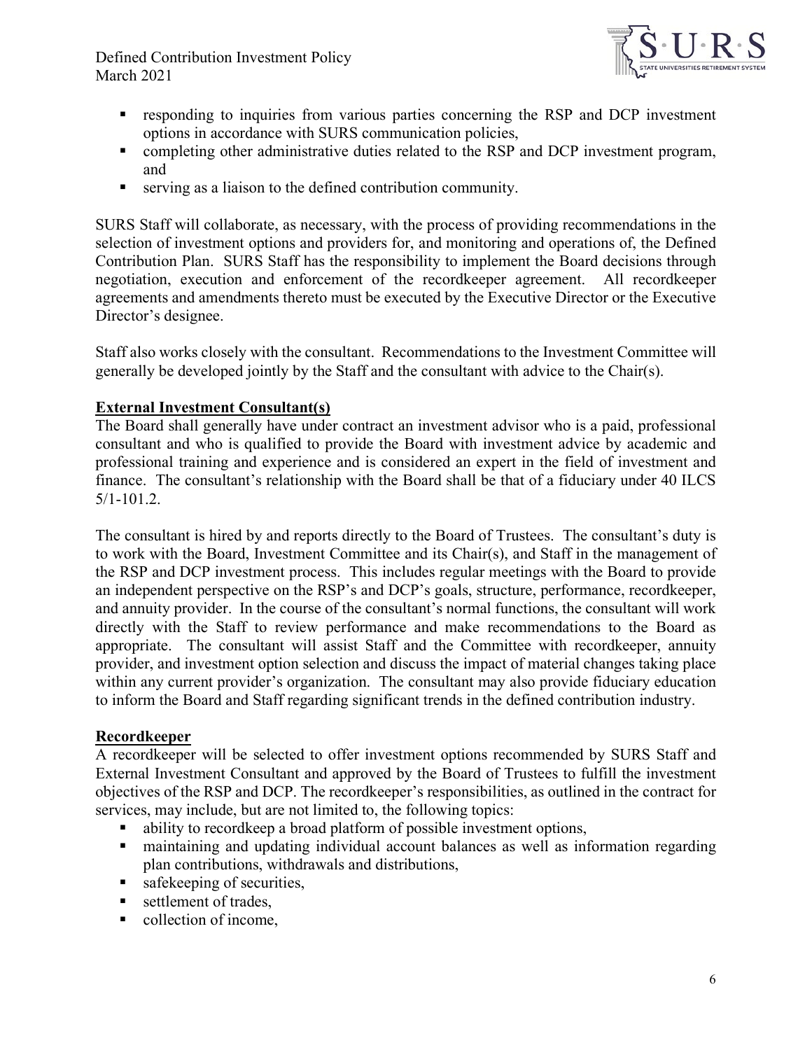- responding to inquiries from various parties concerning the RSP and DCP investment options in accordance with SURS communication policies,
- completing other administrative duties related to the RSP and DCP investment program, and
- serving as a liaison to the defined contribution community.

SURS Staff will collaborate, as necessary, with the process of providing recommendations in the selection of investment options and providers for, and monitoring and operations of, the Defined Contribution Plan. SURS Staff has the responsibility to implement the Board decisions through negotiation, execution and enforcement of the recordkeeper agreement. All recordkeeper agreements and amendments thereto must be executed by the Executive Director or the Executive Director's designee.

Staff also works closely with the consultant. Recommendations to the Investment Committee will generally be developed jointly by the Staff and the consultant with advice to the Chair(s).

**External Investment Consultant(s)**

The Board shall generally have under contract an investment advisor who is a paid, professional consultant and who is qualified to provide the Board with investment advice by academic and professional training and experience and is considered an expert in the field of investment and finance. The consultant's relationship with the Board shall be that of a fiduciary under 40 ILCS 5/1-101.2.

The consultant is hired by and reports directly to the Board of Trustees. The consultant's duty is to work with the Board, Investment Committee and its Chair(s), and Staff in the management of the RSP and DCP investment process. This includes regular meetings with the Board to provide an independent perspective on the RSP's and DCP's goals, structure, performance, recordkeeper, and annuity provider. In the course of the consultant's normal functions, the consultant will work directly with the Staff to review performance and make recommendations to the Board as appropriate. The consultant will assist Staff and the Committee with recordkeeper, annuity provider, and investment option selection and discuss the impact of material changes taking place within any current provider's organization. The consultant may also provide fiduciary education to inform the Board and Staff regarding significant trends in the defined contribution industry.

**Recordkeeper**

A recordkeeper will be selected to offer investment options recommended by SURS Staff and External Investment Consultant and approved by the Board of Trustees to fulfill the investment objectives of the RSP and DCP. The recordkeeper's responsibilities, as outlined in the contract for services, may include, but are not limited to, the following topics:

- ability to recordkeep a broad platform of possible investment options,
- maintaining and updating individual account balances as well as information regarding plan contributions, withdrawals and distributions,
- safekeeping of securities,
- settlement of trades,
- collection of income,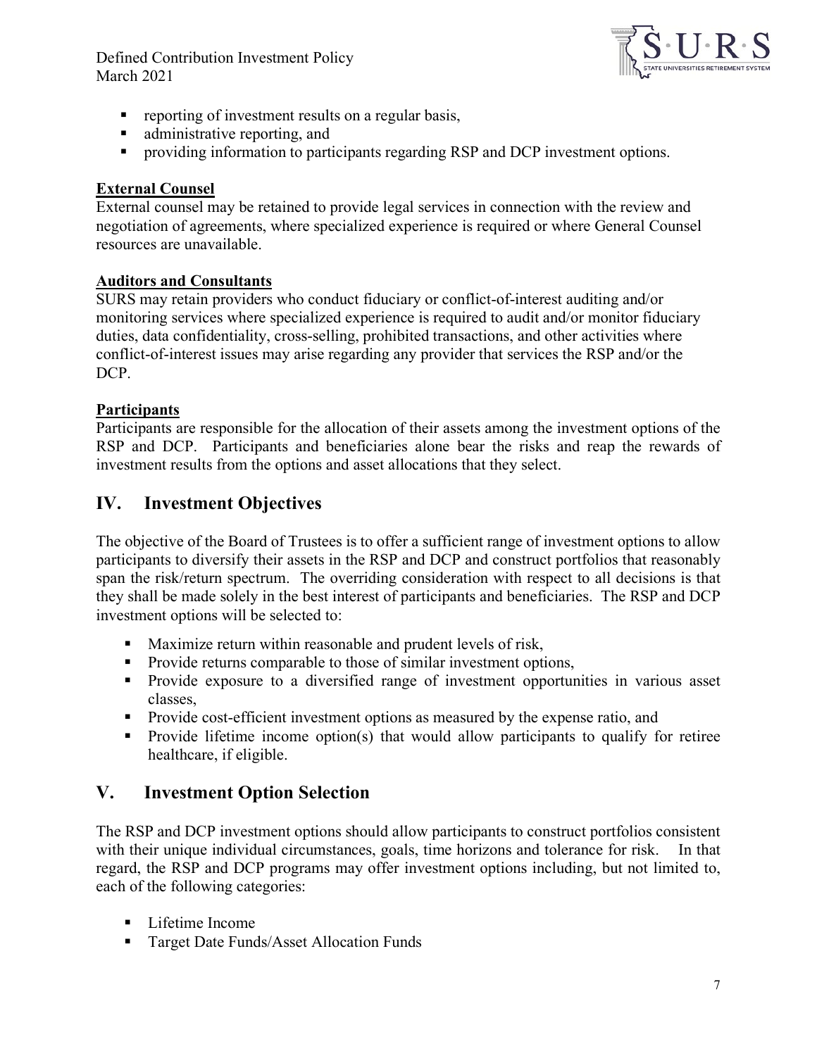- reporting of investment results on a regular basis,
- administrative reporting, and
- providing information to participants regarding RSP and DCP investment options.

**External Counsel**

External counsel may be retained to provide legal services in connection with the review and negotiation of agreements, where specialized experience is required or where General Counsel resources are unavailable.

**Auditors and Consultants**

SURS may retain providers who conduct fiduciary or conflict-of-interest auditing and/or monitoring services where specialized experience is required to audit and/or monitor fiduciary duties, data confidentiality, cross-selling, prohibited transactions, and other activities where conflict-of-interest issues may arise regarding any provider that services the RSP and/or the DCP.

**Participants**

Participants are responsible for the allocation of their assets among the investment options of the RSP and DCP. Participants and beneficiaries alone bear the risks and reap the rewards of investment results from the options and asset allocations that they select.

## IV. Investment Objectives

The objective of the Board of Trustees is to offer a sufficient range of investment options to allow participants to diversify their assets in the RSP and DCP and construct portfolios that reasonably span the risk/return spectrum. The overriding consideration with respect to all decisions is that they shall be made solely in the best interest of participants and beneficiaries. The RSP and DCP investment options will be selected to:

- Maximize return within reasonable and prudent levels of risk,
- Provide returns comparable to those of similar investment options,
- Provide exposure to a diversified range of investment opportunities in various asset classes,
- Provide cost-efficient investment options as measured by the expense ratio, and
- Provide lifetime income option(s) that would allow participants to qualify for retiree healthcare, if eligible.

## V. Investment Option Selection

The RSP and DCP investment options should allow participants to construct portfolios consistent with their unique individual circumstances, goals, time horizons and tolerance for risk. In that regard, the RSP and DCP programs may offer investment options including, but not limited to, each of the following categories:

- Lifetime Income
- Target Date Funds/Asset Allocation Funds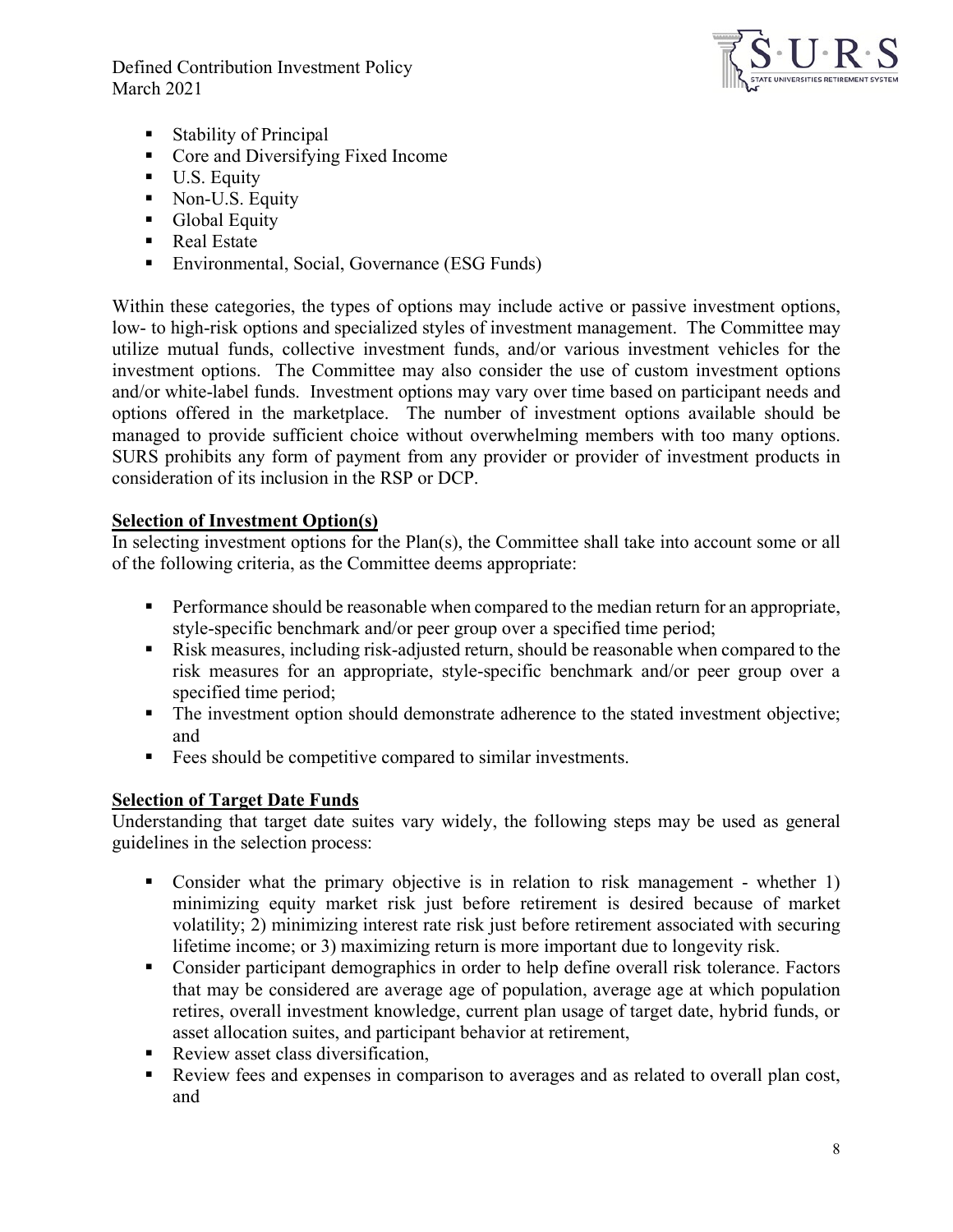- Stability of Principal
- Core and Diversifying Fixed Income
- U.S. Equity
- Non-U.S. Equity
- Global Equity
- Real Estate
- Environmental, Social, Governance (ESG Funds)

Within these categories, the types of options may include active or passive investment options, low- to high-risk options and specialized styles of investment management. The Committee may utilize mutual funds, collective investment funds, and/or various investment vehicles for the investment options. The Committee may also consider the use of custom investment options and/or white-label funds. Investment options may vary over time based on participant needs and options offered in the marketplace. The number of investment options available should be managed to provide sufficient choice without overwhelming members with too many options. SURS prohibits any form of payment from any provider or provider of investment products in consideration of its inclusion in the RSP or DCP.

**Selection of Investment Option(s)**

In selecting investment options for the Plan(s), the Committee shall take into account some or all of the following criteria, as the Committee deems appropriate:

- Performance should be reasonable when compared to the median return for an appropriate, style-specific benchmark and/or peer group over a specified time period;
- Risk measures, including risk-adjusted return, should be reasonable when compared to the risk measures for an appropriate, style-specific benchmark and/or peer group over a specified time period;
- The investment option should demonstrate adherence to the stated investment objective; and
- Fees should be competitive compared to similar investments.

**Selection of Target Date Funds**

Understanding that target date suites vary widely, the following steps may be used as general guidelines in the selection process:

- Consider what the primary objective is in relation to risk management - whether 1) minimizing equity market risk just before retirement is desired because of market volatility; 2) minimizing interest rate risk just before retirement associated with securing lifetime income; or 3) maximizing return is more important due to longevity risk.
- Consider participant demographics in order to help define overall risk tolerance. Factors that may be considered are average age of population, average age at which population retires, overall investment knowledge, current plan usage of target date, hybrid funds, or asset allocation suites, and participant behavior at retirement,
- Review asset class diversification,
- Review fees and expenses in comparison to averages and as related to overall plan cost, and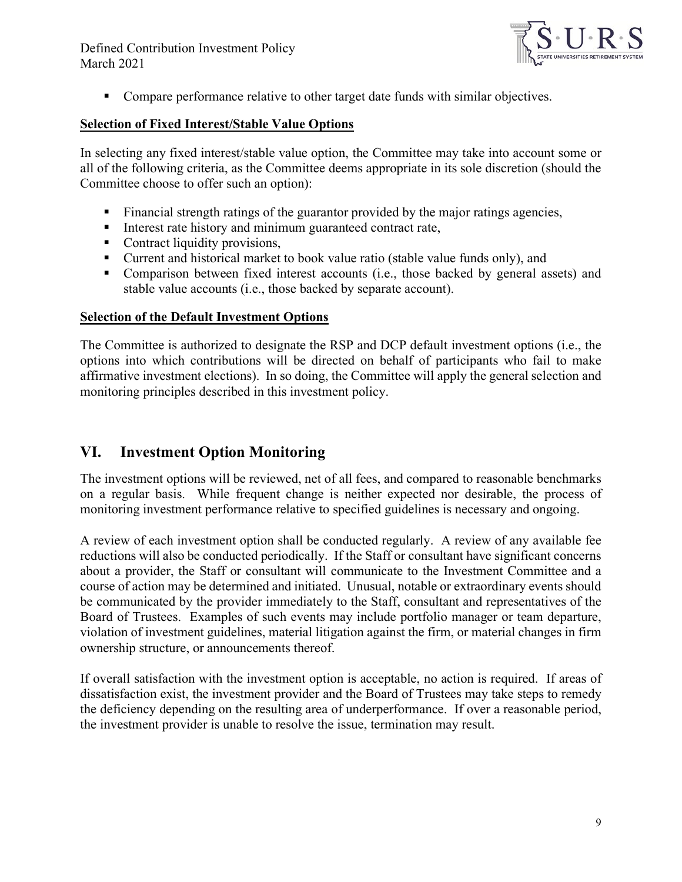- Compare performance relative to other target date funds with similar objectives.

**Selection of Fixed Interest/Stable Value Options**

In selecting any fixed interest/stable value option, the Committee may take into account some or all of the following criteria, as the Committee deems appropriate in its sole discretion (should the Committee choose to offer such an option):

- Financial strength ratings of the guarantor provided by the major ratings agencies,
- Interest rate history and minimum guaranteed contract rate,
- Contract liquidity provisions,
- Current and historical market to book value ratio (stable value funds only), and
- Comparison between fixed interest accounts (i.e., those backed by general assets) and stable value accounts (i.e., those backed by separate account).

**Selection of the Default Investment Options**

The Committee is authorized to designate the RSP and DCP default investment options (i.e., the options into which contributions will be directed on behalf of participants who fail to make affirmative investment elections). In so doing, the Committee will apply the general selection and monitoring principles described in this investment policy.

## VI. Investment Option Monitoring

The investment options will be reviewed, net of all fees, and compared to reasonable benchmarks on a regular basis. While frequent change is neither expected nor desirable, the process of monitoring investment performance relative to specified guidelines is necessary and ongoing.

A review of each investment option shall be conducted regularly. A review of any available fee reductions will also be conducted periodically. If the Staff or consultant have significant concerns about a provider, the Staff or consultant will communicate to the Investment Committee and a course of action may be determined and initiated. Unusual, notable or extraordinary events should be communicated by the provider immediately to the Staff, consultant and representatives of the Board of Trustees. Examples of such events may include portfolio manager or team departure, violation of investment guidelines, material litigation against the firm, or material changes in firm ownership structure, or announcements thereof.

If overall satisfaction with the investment option is acceptable, no action is required. If areas of dissatisfaction exist, the investment provider and the Board of Trustees may take steps to remedy the deficiency depending on the resulting area of underperformance. If over a reasonable period, the investment provider is unable to resolve the issue, termination may result.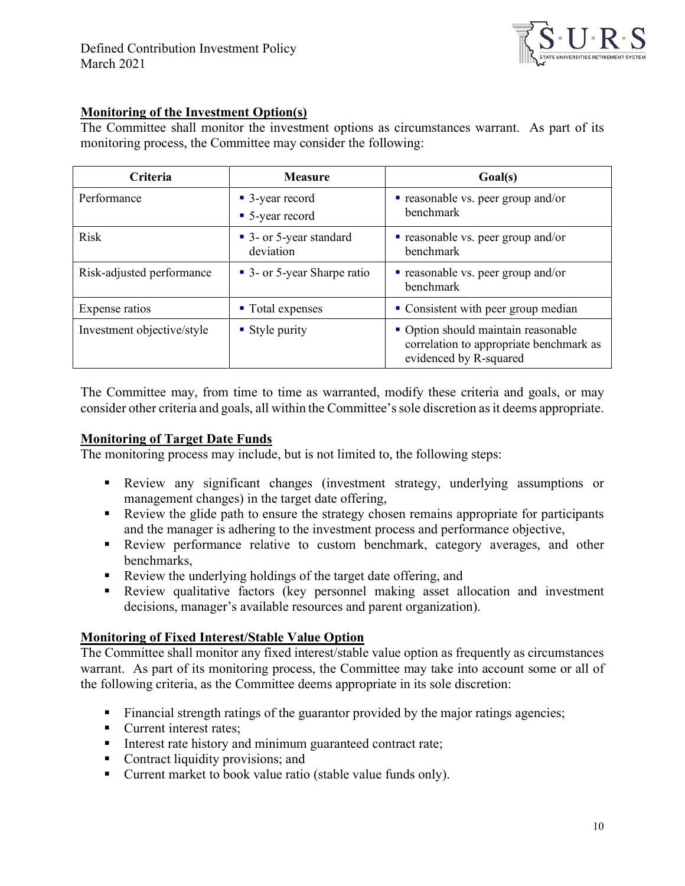## Monitoring of the Investment Option(s)

The Committee shall monitor the investment options as circumstances warrant. As part of its monitoring process, the Committee may consider the following:

| Criteria | Measure | Goal(s) |
| --- | --- | --- |
| Performance | ▪ 3-year record<br>▪ 5-year record | ▪ reasonable vs. peer group and/or benchmark |
| Risk | ▪ 3- or 5-year standard deviation | ▪ reasonable vs. peer group and/or benchmark |
| Risk-adjusted performance | ▪ 3- or 5-year Sharpe ratio | ▪ reasonable vs. peer group and/or benchmark |
| Expense ratios | ▪ Total expenses | ▪ Consistent with peer group median |
| Investment objective/style | ▪ Style purity | ▪ Option should maintain reasonable correlation to appropriate benchmark as evidenced by R-squared |

The Committee may, from time to time as warranted, modify these criteria and goals, or may consider other criteria and goals, all within the Committee's sole discretion as it deems appropriate.

## Monitoring of Target Date Funds

The monitoring process may include, but is not limited to, the following steps:

- Review any significant changes (investment strategy, underlying assumptions or management changes) in the target date offering,
- Review the glide path to ensure the strategy chosen remains appropriate for participants and the manager is adhering to the investment process and performance objective,
- Review performance relative to custom benchmark, category averages, and other benchmarks,
- Review the underlying holdings of the target date offering, and
- Review qualitative factors (key personnel making asset allocation and investment decisions, manager's available resources and parent organization).

## Monitoring of Fixed Interest/Stable Value Option

The Committee shall monitor any fixed interest/stable value option as frequently as circumstances warrant. As part of its monitoring process, the Committee may take into account some or all of the following criteria, as the Committee deems appropriate in its sole discretion:

- Financial strength ratings of the guarantor provided by the major ratings agencies;
- Current interest rates;
- Interest rate history and minimum guaranteed contract rate;
- Contract liquidity provisions; and
- Current market to book value ratio (stable value funds only).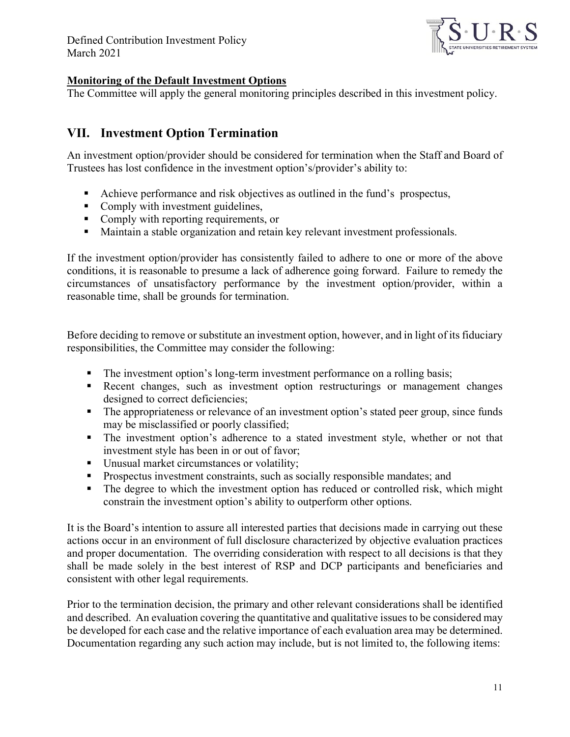**Monitoring of the Default Investment Options**

The Committee will apply the general monitoring principles described in this investment policy.

## VII. Investment Option Termination

An investment option/provider should be considered for termination when the Staff and Board of Trustees has lost confidence in the investment option's/provider's ability to:

- Achieve performance and risk objectives as outlined in the fund's prospectus,
- Comply with investment guidelines,
- Comply with reporting requirements, or
- Maintain a stable organization and retain key relevant investment professionals.

If the investment option/provider has consistently failed to adhere to one or more of the above conditions, it is reasonable to presume a lack of adherence going forward. Failure to remedy the circumstances of unsatisfactory performance by the investment option/provider, within a reasonable time, shall be grounds for termination.

Before deciding to remove or substitute an investment option, however, and in light of its fiduciary responsibilities, the Committee may consider the following:

- The investment option's long-term investment performance on a rolling basis;
- Recent changes, such as investment option restructurings or management changes designed to correct deficiencies;
- The appropriateness or relevance of an investment option's stated peer group, since funds may be misclassified or poorly classified;
- The investment option's adherence to a stated investment style, whether or not that investment style has been in or out of favor;
- Unusual market circumstances or volatility;
- Prospectus investment constraints, such as socially responsible mandates; and
- The degree to which the investment option has reduced or controlled risk, which might constrain the investment option's ability to outperform other options.

It is the Board's intention to assure all interested parties that decisions made in carrying out these actions occur in an environment of full disclosure characterized by objective evaluation practices and proper documentation. The overriding consideration with respect to all decisions is that they shall be made solely in the best interest of RSP and DCP participants and beneficiaries and consistent with other legal requirements.

Prior to the termination decision, the primary and other relevant considerations shall be identified and described. An evaluation covering the quantitative and qualitative issues to be considered may be developed for each case and the relative importance of each evaluation area may be determined. Documentation regarding any such action may include, but is not limited to, the following items: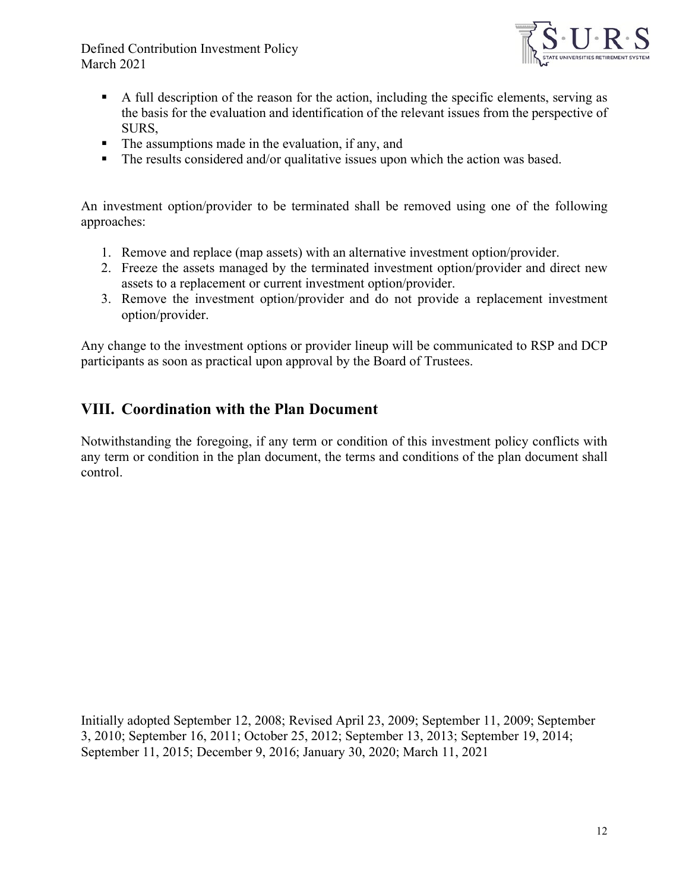- A full description of the reason for the action, including the specific elements, serving as the basis for the evaluation and identification of the relevant issues from the perspective of SURS,
- The assumptions made in the evaluation, if any, and
- The results considered and/or qualitative issues upon which the action was based.

An investment option/provider to be terminated shall be removed using one of the following approaches:

1. Remove and replace (map assets) with an alternative investment option/provider.
2. Freeze the assets managed by the terminated investment option/provider and direct new assets to a replacement or current investment option/provider.
3. Remove the investment option/provider and do not provide a replacement investment option/provider.

Any change to the investment options or provider lineup will be communicated to RSP and DCP participants as soon as practical upon approval by the Board of Trustees.

## VIII. Coordination with the Plan Document

Notwithstanding the foregoing, if any term or condition of this investment policy conflicts with any term or condition in the plan document, the terms and conditions of the plan document shall control.

Initially adopted September 12, 2008; Revised April 23, 2009; September 11, 2009; September 3, 2010; September 16, 2011; October 25, 2012; September 13, 2013; September 19, 2014; September 11, 2015; December 9, 2016; January 30, 2020; March 11, 2021